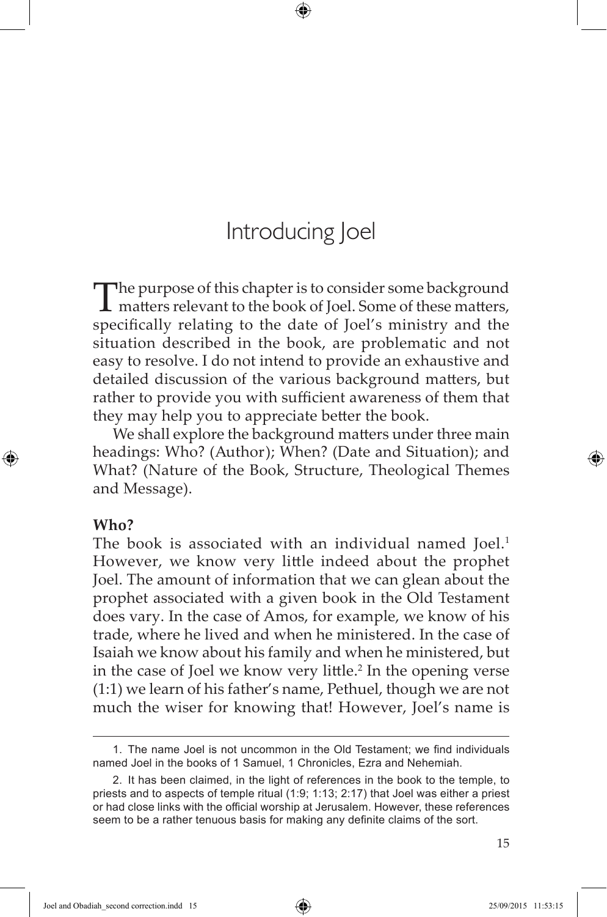# Introducing Joel

The purpose of this chapter is to consider some background matters relevant to the book of Joel. Some of these matters, specifically relating to the date of Joel's ministry and the situation described in the book, are problematic and not easy to resolve. I do not intend to provide an exhaustive and detailed discussion of the various background matters, but rather to provide you with sufficient awareness of them that they may help you to appreciate better the book.

We shall explore the background matters under three main headings: Who? (Author); When? (Date and Situation); and What? (Nature of the Book, Structure, Theological Themes and Message).

### Who?

The book is associated with an individual named Joel.[1] However, we know very little indeed about the prophet Joel. The amount of information that we can glean about the prophet associated with a given book in the Old Testament does vary. In the case of Amos, for example, we know of his trade, where he lived and when he ministered. In the case of Isaiah we know about his family and when he ministered, but in the case of Joel we know very little.[2] In the opening verse (1:1) we learn of his father's name, Pethuel, though we are not much the wiser for knowing that! However, Joel's name is

---

1. The name Joel is not uncommon in the Old Testament; we find individuals named Joel in the books of 1 Samuel, 1 Chronicles, Ezra and Nehemiah.

2. It has been claimed, in the light of references in the book to the temple, to priests and to aspects of temple ritual (1:9; 1:13; 2:17) that Joel was either a priest or had close links with the official worship at Jerusalem. However, these references seem to be a rather tenuous basis for making any definite claims of the sort.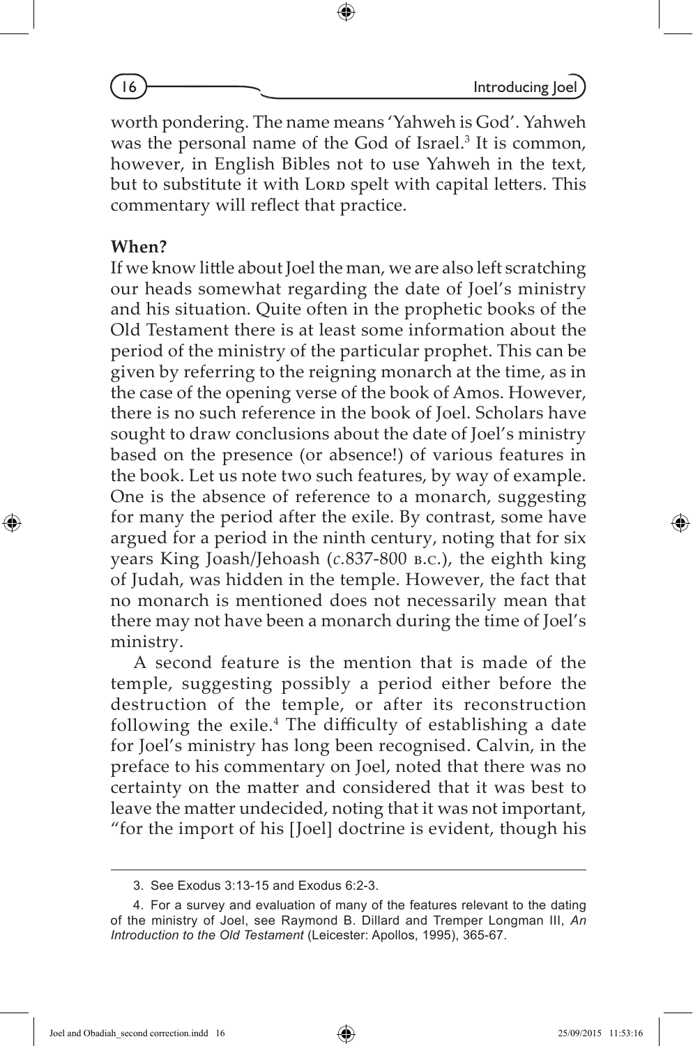worth pondering. The name means 'Yahweh is God'. Yahweh was the personal name of the God of Israel.[3] It is common, however, in English Bibles not to use Yahweh in the text, but to substitute it with LORD spelt with capital letters. This commentary will reflect that practice.

**When?**

If we know little about Joel the man, we are also left scratching our heads somewhat regarding the date of Joel's ministry and his situation. Quite often in the prophetic books of the Old Testament there is at least some information about the period of the ministry of the particular prophet. This can be given by referring to the reigning monarch at the time, as in the case of the opening verse of the book of Amos. However, there is no such reference in the book of Joel. Scholars have sought to draw conclusions about the date of Joel's ministry based on the presence (or absence!) of various features in the book. Let us note two such features, by way of example. One is the absence of reference to a monarch, suggesting for many the period after the exile. By contrast, some have argued for a period in the ninth century, noting that for six years King Joash/Jehoash (*c*.837-800 B.C.), the eighth king of Judah, was hidden in the temple. However, the fact that no monarch is mentioned does not necessarily mean that there may not have been a monarch during the time of Joel's ministry.

A second feature is the mention that is made of the temple, suggesting possibly a period either before the destruction of the temple, or after its reconstruction following the exile.[4] The difficulty of establishing a date for Joel's ministry has long been recognised. Calvin, in the preface to his commentary on Joel, noted that there was no certainty on the matter and considered that it was best to leave the matter undecided, noting that it was not important, "for the import of his [Joel] doctrine is evident, though his

---

3. See Exodus 3:13-15 and Exodus 6:2-3.

4. For a survey and evaluation of many of the features relevant to the dating of the ministry of Joel, see Raymond B. Dillard and Tremper Longman III, *An Introduction to the Old Testament* (Leicester: Apollos, 1995), 365-67.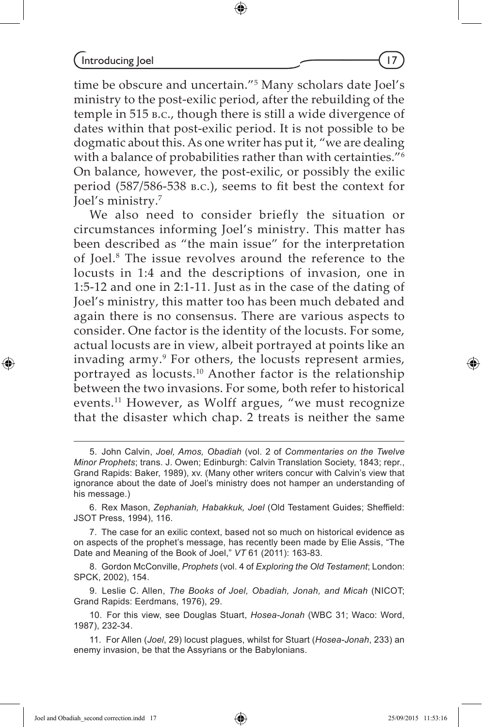time be obscure and uncertain."[5] Many scholars date Joel's ministry to the post-exilic period, after the rebuilding of the temple in 515 B.C., though there is still a wide divergence of dates within that post-exilic period. It is not possible to be dogmatic about this. As one writer has put it, "we are dealing with a balance of probabilities rather than with certainties."[6] On balance, however, the post-exilic, or possibly the exilic period (587/586-538 B.C.), seems to fit best the context for Joel's ministry.[7]

We also need to consider briefly the situation or circumstances informing Joel's ministry. This matter has been described as "the main issue" for the interpretation of Joel.[8] The issue revolves around the reference to the locusts in 1:4 and the descriptions of invasion, one in 1:5-12 and one in 2:1-11. Just as in the case of the dating of Joel's ministry, this matter too has been much debated and again there is no consensus. There are various aspects to consider. One factor is the identity of the locusts. For some, actual locusts are in view, albeit portrayed at points like an invading army.[9] For others, the locusts represent armies, portrayed as locusts.[10] Another factor is the relationship between the two invasions. For some, both refer to historical events.[11] However, as Wolff argues, "we must recognize that the disaster which chap. 2 treats is neither the same

---

5. John Calvin, *Joel, Amos, Obadiah* (vol. 2 of *Commentaries on the Twelve Minor Prophets*; trans. J. Owen; Edinburgh: Calvin Translation Society, 1843; repr., Grand Rapids: Baker, 1989), xv. (Many other writers concur with Calvin's view that ignorance about the date of Joel's ministry does not hamper an understanding of his message.)

6. Rex Mason, *Zephaniah, Habakkuk, Joel* (Old Testament Guides; Sheffield: JSOT Press, 1994), 116.

7. The case for an exilic context, based not so much on historical evidence as on aspects of the prophet's message, has recently been made by Elie Assis, "The Date and Meaning of the Book of Joel," *VT* 61 (2011): 163-83.

8. Gordon McConville, *Prophets* (vol. 4 of *Exploring the Old Testament*; London: SPCK, 2002), 154.

9. Leslie C. Allen, *The Books of Joel, Obadiah, Jonah, and Micah* (NICOT; Grand Rapids: Eerdmans, 1976), 29.

10. For this view, see Douglas Stuart, *Hosea-Jonah* (WBC 31; Waco: Word, 1987), 232-34.

11. For Allen (*Joel*, 29) locust plagues, whilst for Stuart (*Hosea-Jonah*, 233) an enemy invasion, be that the Assyrians or the Babylonians.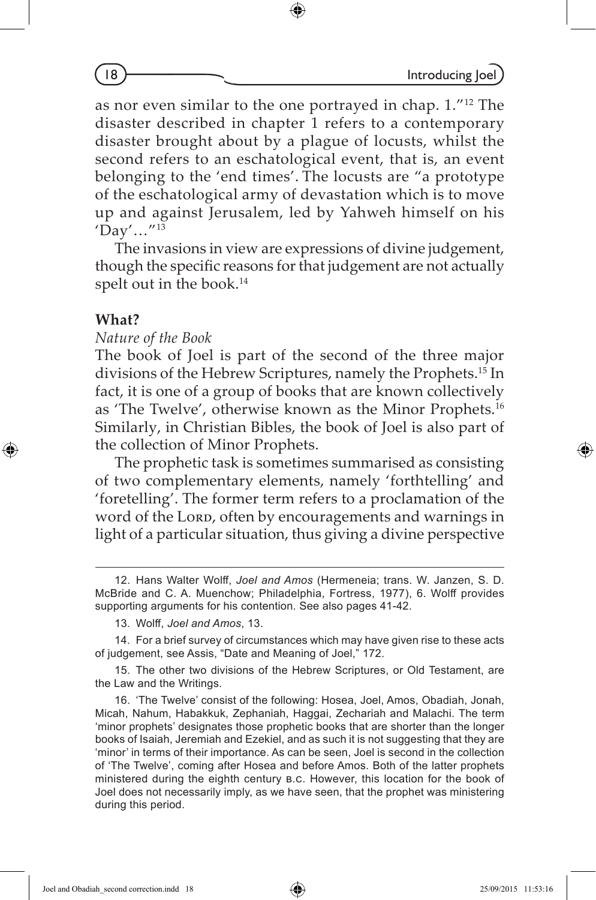as nor even similar to the one portrayed in chap. 1."[12] The disaster described in chapter 1 refers to a contemporary disaster brought about by a plague of locusts, whilst the second refers to an eschatological event, that is, an event belonging to the 'end times'. The locusts are "a prototype of the eschatological army of devastation which is to move up and against Jerusalem, led by Yahweh himself on his 'Day'…"[13]

The invasions in view are expressions of divine judgement, though the specific reasons for that judgement are not actually spelt out in the book.[14]

### What?

*Nature of the Book*

The book of Joel is part of the second of the three major divisions of the Hebrew Scriptures, namely the Prophets.[15] In fact, it is one of a group of books that are known collectively as 'The Twelve', otherwise known as the Minor Prophets.[16] Similarly, in Christian Bibles, the book of Joel is also part of the collection of Minor Prophets.

The prophetic task is sometimes summarised as consisting of two complementary elements, namely 'forthtelling' and 'foretelling'. The former term refers to a proclamation of the word of the LORD, often by encouragements and warnings in light of a particular situation, thus giving a divine perspective

---

12. Hans Walter Wolff, *Joel and Amos* (Hermeneia; trans. W. Janzen, S. D. McBride and C. A. Muenchow; Philadelphia, Fortress, 1977), 6. Wolff provides supporting arguments for his contention. See also pages 41-42.

13. Wolff, *Joel and Amos*, 13.

14. For a brief survey of circumstances which may have given rise to these acts of judgement, see Assis, "Date and Meaning of Joel," 172.

15. The other two divisions of the Hebrew Scriptures, or Old Testament, are the Law and the Writings.

16. 'The Twelve' consist of the following: Hosea, Joel, Amos, Obadiah, Jonah, Micah, Nahum, Habakkuk, Zephaniah, Haggai, Zechariah and Malachi. The term 'minor prophets' designates those prophetic books that are shorter than the longer books of Isaiah, Jeremiah and Ezekiel, and as such it is not suggesting that they are 'minor' in terms of their importance. As can be seen, Joel is second in the collection of 'The Twelve', coming after Hosea and before Amos. Both of the latter prophets ministered during the eighth century B.C. However, this location for the book of Joel does not necessarily imply, as we have seen, that the prophet was ministering during this period.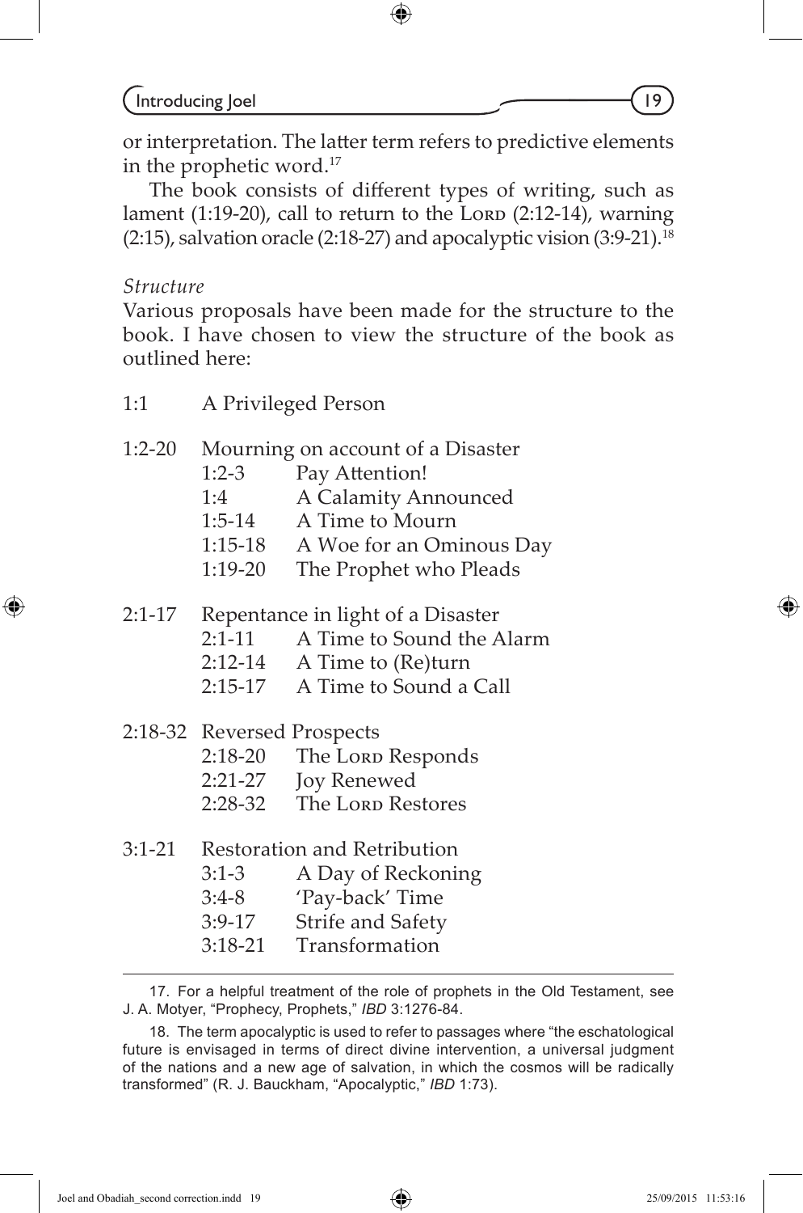or interpretation. The latter term refers to predictive elements in the prophetic word.[17]

The book consists of different types of writing, such as lament (1:19-20), call to return to the LORD (2:12-14), warning (2:15), salvation oracle (2:18-27) and apocalyptic vision (3:9-21).[18]

*Structure*

Various proposals have been made for the structure to the book. I have chosen to view the structure of the book as outlined here:

- 1:1 A Privileged Person
- 1:2-20 Mourning on account of a Disaster
  - 1:2-3 Pay Attention!
  - 1:4 A Calamity Announced
  - 1:5-14 A Time to Mourn
  - 1:15-18 A Woe for an Ominous Day
  - 1:19-20 The Prophet who Pleads
- 2:1-17 Repentance in light of a Disaster
  - 2:1-11 A Time to Sound the Alarm
  - 2:12-14 A Time to (Re)turn
  - 2:15-17 A Time to Sound a Call
- 2:18-32 Reversed Prospects
  - 2:18-20 The LORD Responds
  - 2:21-27 Joy Renewed
  - 2:28-32 The LORD Restores
- 3:1-21 Restoration and Retribution
  - 3:1-3 A Day of Reckoning
  - 3:4-8 'Pay-back' Time
  - 3:9-17 Strife and Safety
  - 3:18-21 Transformation

---

17. For a helpful treatment of the role of prophets in the Old Testament, see J. A. Motyer, "Prophecy, Prophets," *IBD* 3:1276-84.

18. The term apocalyptic is used to refer to passages where "the eschatological future is envisaged in terms of direct divine intervention, a universal judgment of the nations and a new age of salvation, in which the cosmos will be radically transformed" (R. J. Bauckham, "Apocalyptic," *IBD* 1:73).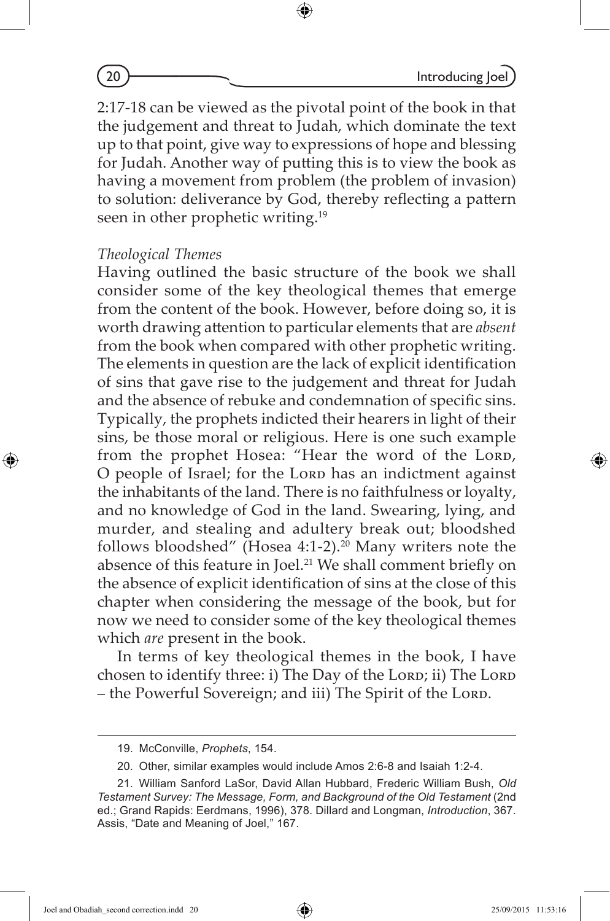2:17-18 can be viewed as the pivotal point of the book in that the judgement and threat to Judah, which dominate the text up to that point, give way to expressions of hope and blessing for Judah. Another way of putting this is to view the book as having a movement from problem (the problem of invasion) to solution: deliverance by God, thereby reflecting a pattern seen in other prophetic writing.[19]

*Theological Themes*

Having outlined the basic structure of the book we shall consider some of the key theological themes that emerge from the content of the book. However, before doing so, it is worth drawing attention to particular elements that are *absent* from the book when compared with other prophetic writing. The elements in question are the lack of explicit identification of sins that gave rise to the judgement and threat for Judah and the absence of rebuke and condemnation of specific sins. Typically, the prophets indicted their hearers in light of their sins, be those moral or religious. Here is one such example from the prophet Hosea: "Hear the word of the Lord, O people of Israel; for the Lord has an indictment against the inhabitants of the land. There is no faithfulness or loyalty, and no knowledge of God in the land. Swearing, lying, and murder, and stealing and adultery break out; bloodshed follows bloodshed" (Hosea 4:1-2).[20] Many writers note the absence of this feature in Joel.[21] We shall comment briefly on the absence of explicit identification of sins at the close of this chapter when considering the message of the book, but for now we need to consider some of the key theological themes which *are* present in the book.

In terms of key theological themes in the book, I have chosen to identify three: i) The Day of the Lord; ii) The Lord – the Powerful Sovereign; and iii) The Spirit of the Lord.

---

19. McConville, *Prophets*, 154.

20. Other, similar examples would include Amos 2:6-8 and Isaiah 1:2-4.

21. William Sanford LaSor, David Allan Hubbard, Frederic William Bush, *Old Testament Survey: The Message, Form, and Background of the Old Testament* (2nd ed.; Grand Rapids: Eerdmans, 1996), 378. Dillard and Longman, *Introduction*, 367. Assis, "Date and Meaning of Joel," 167.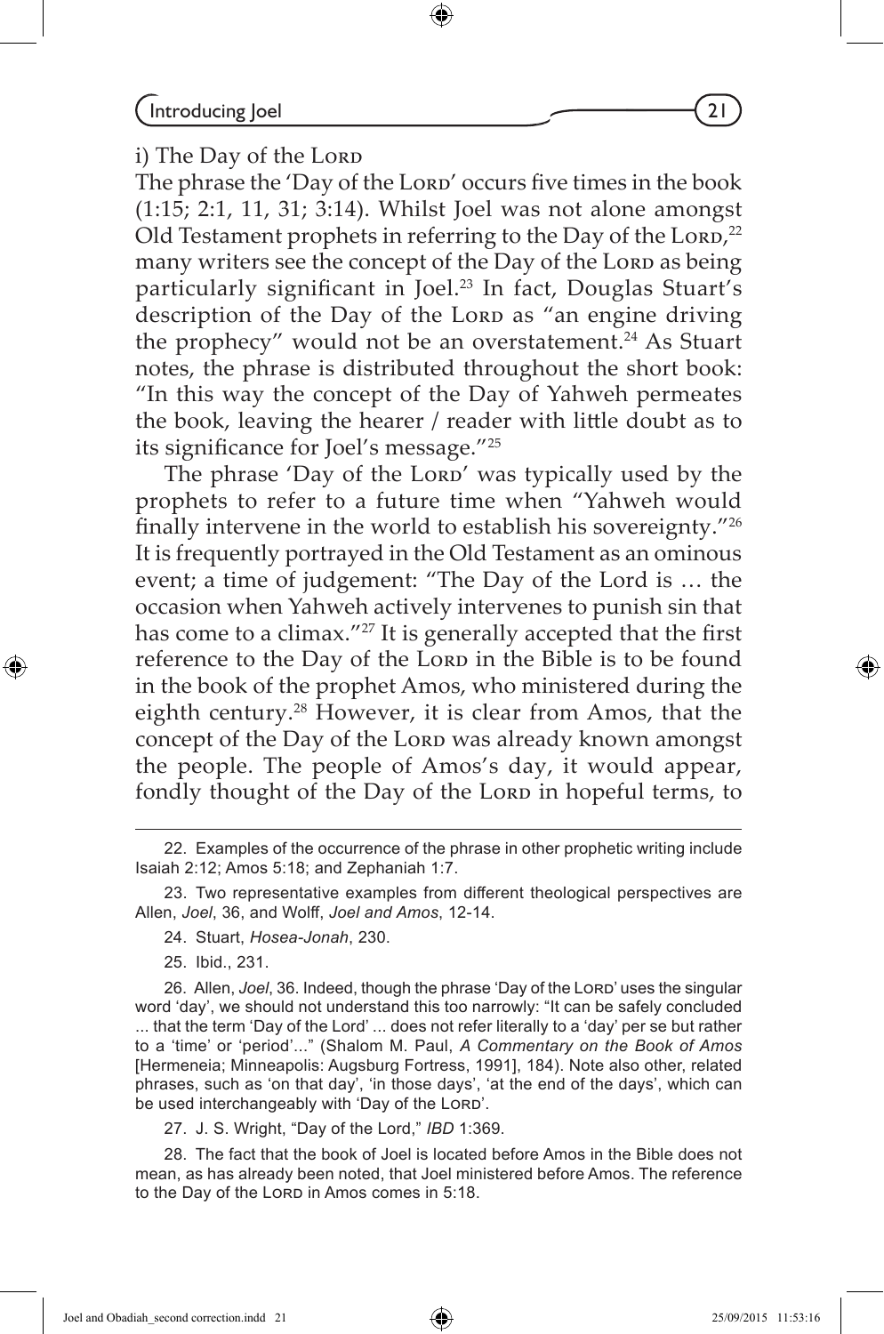### i) The Day of the Lord

The phrase the 'Day of the Lord' occurs five times in the book (1:15; 2:1, 11, 31; 3:14). Whilst Joel was not alone amongst Old Testament prophets in referring to the Day of the Lord,[22] many writers see the concept of the Day of the Lord as being particularly significant in Joel.[23] In fact, Douglas Stuart's description of the Day of the Lord as "an engine driving the prophecy" would not be an overstatement.[24] As Stuart notes, the phrase is distributed throughout the short book: "In this way the concept of the Day of Yahweh permeates the book, leaving the hearer / reader with little doubt as to its significance for Joel's message."[25]

The phrase 'Day of the Lord' was typically used by the prophets to refer to a future time when "Yahweh would finally intervene in the world to establish his sovereignty."[26] It is frequently portrayed in the Old Testament as an ominous event; a time of judgement: "The Day of the Lord is … the occasion when Yahweh actively intervenes to punish sin that has come to a climax."[27] It is generally accepted that the first reference to the Day of the Lord in the Bible is to be found in the book of the prophet Amos, who ministered during the eighth century.[28] However, it is clear from Amos, that the concept of the Day of the Lord was already known amongst the people. The people of Amos's day, it would appear, fondly thought of the Day of the Lord in hopeful terms, to

---

22. Examples of the occurrence of the phrase in other prophetic writing include Isaiah 2:12; Amos 5:18; and Zephaniah 1:7.

23. Two representative examples from different theological perspectives are Allen, *Joel*, 36, and Wolff, *Joel and Amos*, 12-14.

24. Stuart, *Hosea-Jonah*, 230.

25. Ibid., 231.

26. Allen, *Joel*, 36. Indeed, though the phrase 'Day of the Lord' uses the singular word 'day', we should not understand this too narrowly: "It can be safely concluded ... that the term 'Day of the Lord' ... does not refer literally to a 'day' per se but rather to a 'time' or 'period'..." (Shalom M. Paul, *A Commentary on the Book of Amos* [Hermeneia; Minneapolis: Augsburg Fortress, 1991], 184). Note also other, related phrases, such as 'on that day', 'in those days', 'at the end of the days', which can be used interchangeably with 'Day of the Lord'.

27. J. S. Wright, "Day of the Lord," *IBD* 1:369.

28. The fact that the book of Joel is located before Amos in the Bible does not mean, as has already been noted, that Joel ministered before Amos. The reference to the Day of the Lord in Amos comes in 5:18.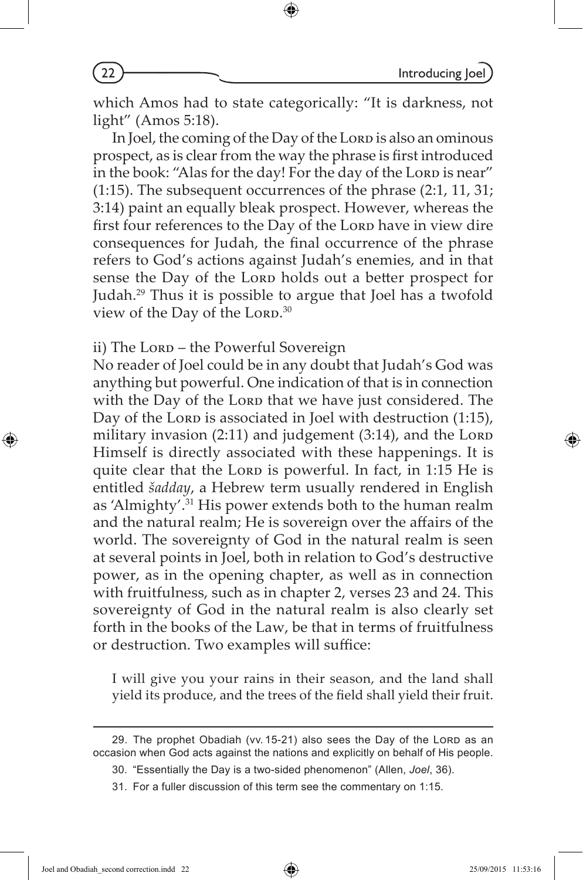which Amos had to state categorically: "It is darkness, not light" (Amos 5:18).

In Joel, the coming of the Day of the Lord is also an ominous prospect, as is clear from the way the phrase is first introduced in the book: "Alas for the day! For the day of the Lord is near" (1:15). The subsequent occurrences of the phrase (2:1, 11, 31; 3:14) paint an equally bleak prospect. However, whereas the first four references to the Day of the Lord have in view dire consequences for Judah, the final occurrence of the phrase refers to God's actions against Judah's enemies, and in that sense the Day of the Lord holds out a better prospect for Judah.[29] Thus it is possible to argue that Joel has a twofold view of the Day of the Lord.[30]

ii) The Lord – the Powerful Sovereign

No reader of Joel could be in any doubt that Judah's God was anything but powerful. One indication of that is in connection with the Day of the Lord that we have just considered. The Day of the Lord is associated in Joel with destruction (1:15), military invasion (2:11) and judgement (3:14), and the Lord Himself is directly associated with these happenings. It is quite clear that the Lord is powerful. In fact, in 1:15 He is entitled *šadday*, a Hebrew term usually rendered in English as 'Almighty'.[31] His power extends both to the human realm and the natural realm; He is sovereign over the affairs of the world. The sovereignty of God in the natural realm is seen at several points in Joel, both in relation to God's destructive power, as in the opening chapter, as well as in connection with fruitfulness, such as in chapter 2, verses 23 and 24. This sovereignty of God in the natural realm is also clearly set forth in the books of the Law, be that in terms of fruitfulness or destruction. Two examples will suffice:

> I will give you your rains in their season, and the land shall yield its produce, and the trees of the field shall yield their fruit.

---

29. The prophet Obadiah (vv. 15-21) also sees the Day of the Lord as an occasion when God acts against the nations and explicitly on behalf of His people.

30. "Essentially the Day is a two-sided phenomenon" (Allen, *Joel*, 36).

31. For a fuller discussion of this term see the commentary on 1:15.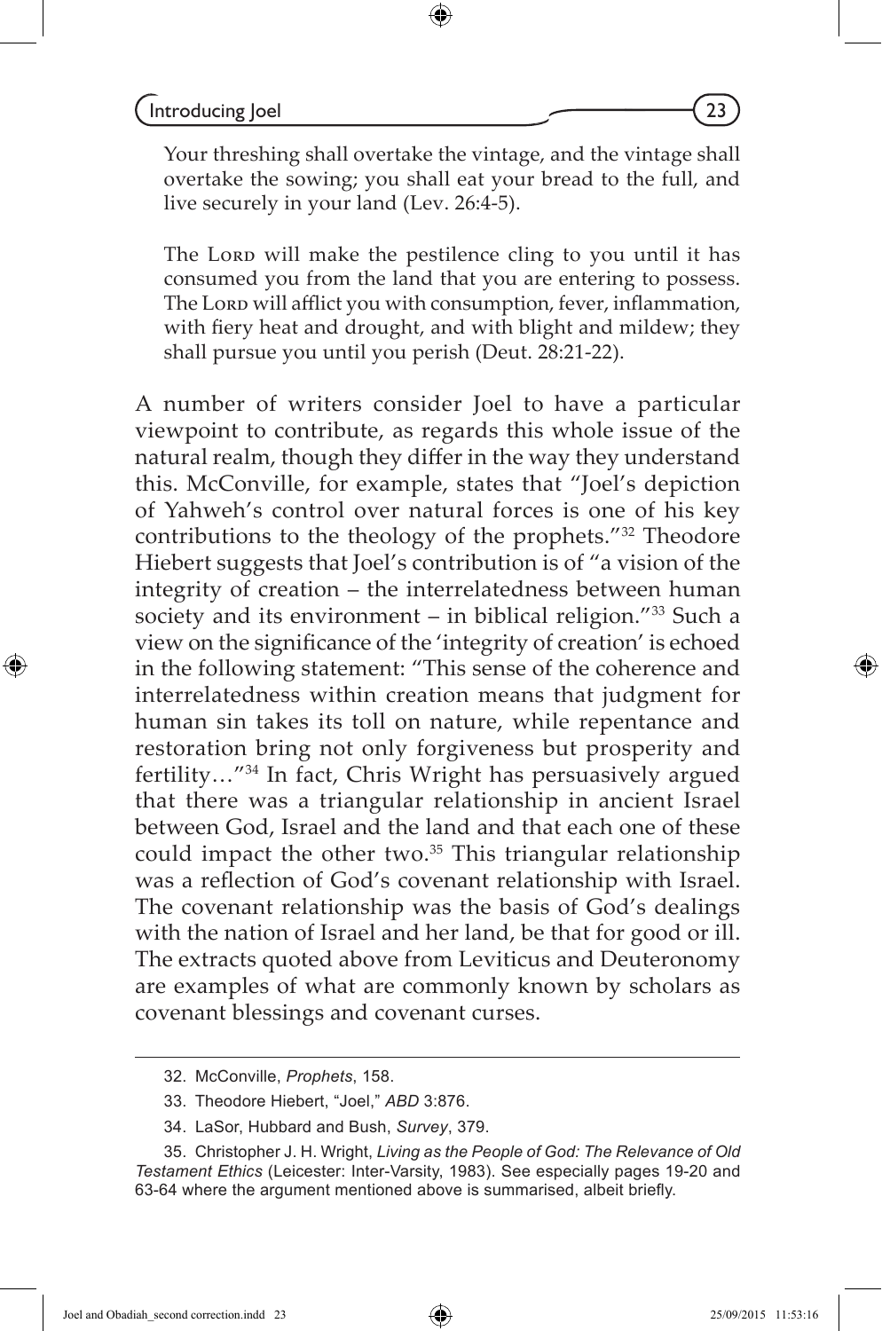> Your threshing shall overtake the vintage, and the vintage shall overtake the sowing; you shall eat your bread to the full, and live securely in your land (Lev. 26:4-5).
>
> The LORD will make the pestilence cling to you until it has consumed you from the land that you are entering to possess. The LORD will afflict you with consumption, fever, inflammation, with fiery heat and drought, and with blight and mildew; they shall pursue you until you perish (Deut. 28:21-22).

A number of writers consider Joel to have a particular viewpoint to contribute, as regards this whole issue of the natural realm, though they differ in the way they understand this. McConville, for example, states that "Joel's depiction of Yahweh's control over natural forces is one of his key contributions to the theology of the prophets."[32] Theodore Hiebert suggests that Joel's contribution is of "a vision of the integrity of creation – the interrelatedness between human society and its environment – in biblical religion."[33] Such a view on the significance of the 'integrity of creation' is echoed in the following statement: "This sense of the coherence and interrelatedness within creation means that judgment for human sin takes its toll on nature, while repentance and restoration bring not only forgiveness but prosperity and fertility…"[34] In fact, Chris Wright has persuasively argued that there was a triangular relationship in ancient Israel between God, Israel and the land and that each one of these could impact the other two.[35] This triangular relationship was a reflection of God's covenant relationship with Israel. The covenant relationship was the basis of God's dealings with the nation of Israel and her land, be that for good or ill. The extracts quoted above from Leviticus and Deuteronomy are examples of what are commonly known by scholars as covenant blessings and covenant curses.

---

32. McConville, *Prophets*, 158.

33. Theodore Hiebert, "Joel," *ABD* 3:876.

34. LaSor, Hubbard and Bush, *Survey*, 379.

35. Christopher J. H. Wright, *Living as the People of God: The Relevance of Old Testament Ethics* (Leicester: Inter-Varsity, 1983). See especially pages 19-20 and 63-64 where the argument mentioned above is summarised, albeit briefly.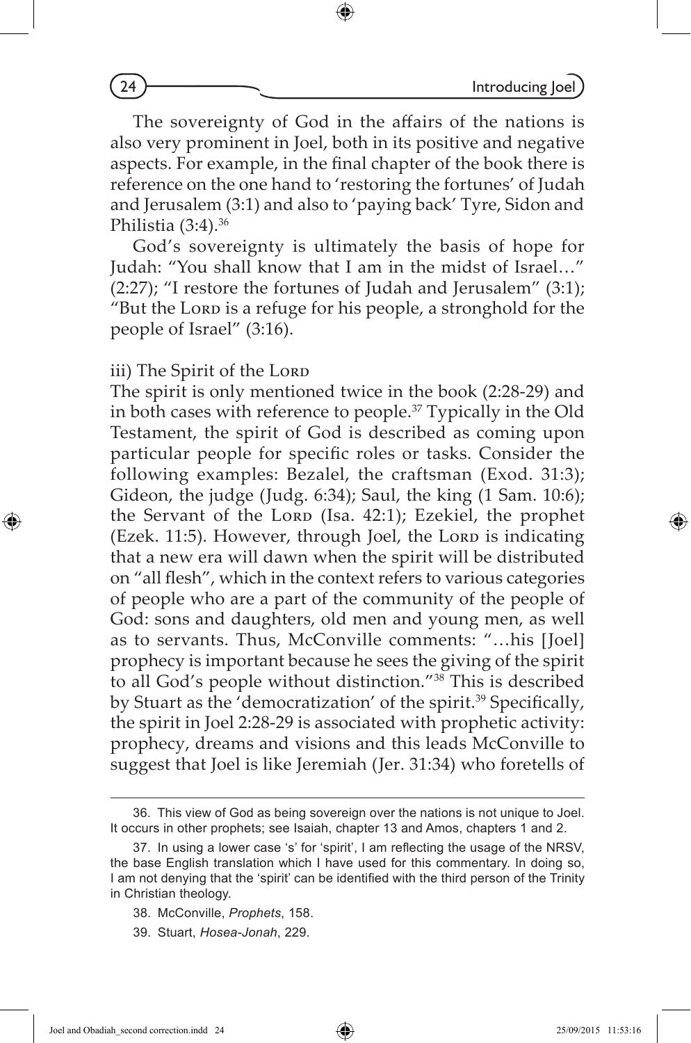The sovereignty of God in the affairs of the nations is also very prominent in Joel, both in its positive and negative aspects. For example, in the final chapter of the book there is reference on the one hand to 'restoring the fortunes' of Judah and Jerusalem (3:1) and also to 'paying back' Tyre, Sidon and Philistia (3:4).[36]

God's sovereignty is ultimately the basis of hope for Judah: "You shall know that I am in the midst of Israel…" (2:27); "I restore the fortunes of Judah and Jerusalem" (3:1); "But the Lord is a refuge for his people, a stronghold for the people of Israel" (3:16).

iii) The Spirit of the Lord

The spirit is only mentioned twice in the book (2:28-29) and in both cases with reference to people.[37] Typically in the Old Testament, the spirit of God is described as coming upon particular people for specific roles or tasks. Consider the following examples: Bezalel, the craftsman (Exod. 31:3); Gideon, the judge (Judg. 6:34); Saul, the king (1 Sam. 10:6); the Servant of the Lord (Isa. 42:1); Ezekiel, the prophet (Ezek. 11:5). However, through Joel, the Lord is indicating that a new era will dawn when the spirit will be distributed on "all flesh", which in the context refers to various categories of people who are a part of the community of the people of God: sons and daughters, old men and young men, as well as to servants. Thus, McConville comments: "…his [Joel] prophecy is important because he sees the giving of the spirit to all God's people without distinction."[38] This is described by Stuart as the 'democratization' of the spirit.[39] Specifically, the spirit in Joel 2:28-29 is associated with prophetic activity: prophecy, dreams and visions and this leads McConville to suggest that Joel is like Jeremiah (Jer. 31:34) who foretells of

---

36. This view of God as being sovereign over the nations is not unique to Joel. It occurs in other prophets; see Isaiah, chapter 13 and Amos, chapters 1 and 2.

37. In using a lower case 's' for 'spirit', I am reflecting the usage of the NRSV, the base English translation which I have used for this commentary. In doing so, I am not denying that the 'spirit' can be identified with the third person of the Trinity in Christian theology.

38. McConville, *Prophets*, 158.

39. Stuart, *Hosea-Jonah*, 229.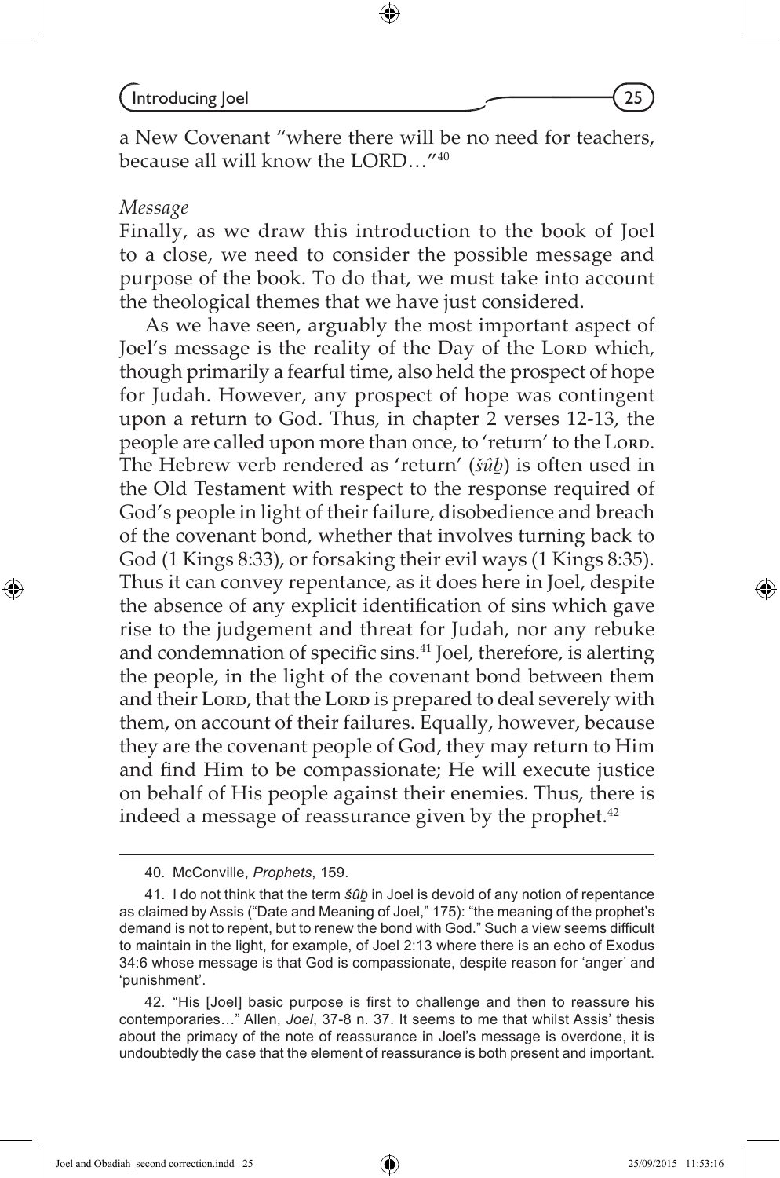a New Covenant "where there will be no need for teachers, because all will know the LORD…"[40]

*Message*

Finally, as we draw this introduction to the book of Joel to a close, we need to consider the possible message and purpose of the book. To do that, we must take into account the theological themes that we have just considered.

As we have seen, arguably the most important aspect of Joel's message is the reality of the Day of the Lord which, though primarily a fearful time, also held the prospect of hope for Judah. However, any prospect of hope was contingent upon a return to God. Thus, in chapter 2 verses 12-13, the people are called upon more than once, to 'return' to the Lord. The Hebrew verb rendered as 'return' (*šûḇ*) is often used in the Old Testament with respect to the response required of God's people in light of their failure, disobedience and breach of the covenant bond, whether that involves turning back to God (1 Kings 8:33), or forsaking their evil ways (1 Kings 8:35). Thus it can convey repentance, as it does here in Joel, despite the absence of any explicit identification of sins which gave rise to the judgement and threat for Judah, nor any rebuke and condemnation of specific sins.[41] Joel, therefore, is alerting the people, in the light of the covenant bond between them and their Lord, that the Lord is prepared to deal severely with them, on account of their failures. Equally, however, because they are the covenant people of God, they may return to Him and find Him to be compassionate; He will execute justice on behalf of His people against their enemies. Thus, there is indeed a message of reassurance given by the prophet.[42]

---

40. McConville, *Prophets*, 159.

41. I do not think that the term *šûḇ* in Joel is devoid of any notion of repentance as claimed by Assis ("Date and Meaning of Joel," 175): "the meaning of the prophet's demand is not to repent, but to renew the bond with God." Such a view seems difficult to maintain in the light, for example, of Joel 2:13 where there is an echo of Exodus 34:6 whose message is that God is compassionate, despite reason for 'anger' and 'punishment'.

42. "His [Joel] basic purpose is first to challenge and then to reassure his contemporaries…" Allen, *Joel*, 37-8 n. 37. It seems to me that whilst Assis' thesis about the primacy of the note of reassurance in Joel's message is overdone, it is undoubtedly the case that the element of reassurance is both present and important.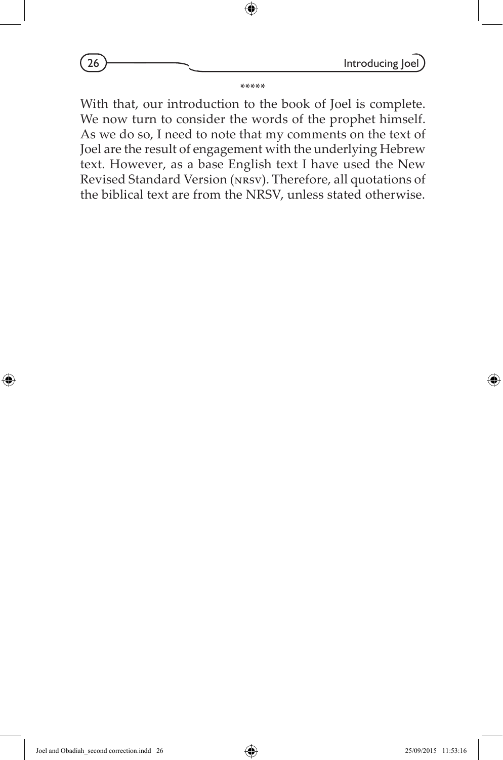*****

With that, our introduction to the book of Joel is complete. We now turn to consider the words of the prophet himself. As we do so, I need to note that my comments on the text of Joel are the result of engagement with the underlying Hebrew text. However, as a base English text I have used the New Revised Standard Version (NRSV). Therefore, all quotations of the biblical text are from the NRSV, unless stated otherwise.